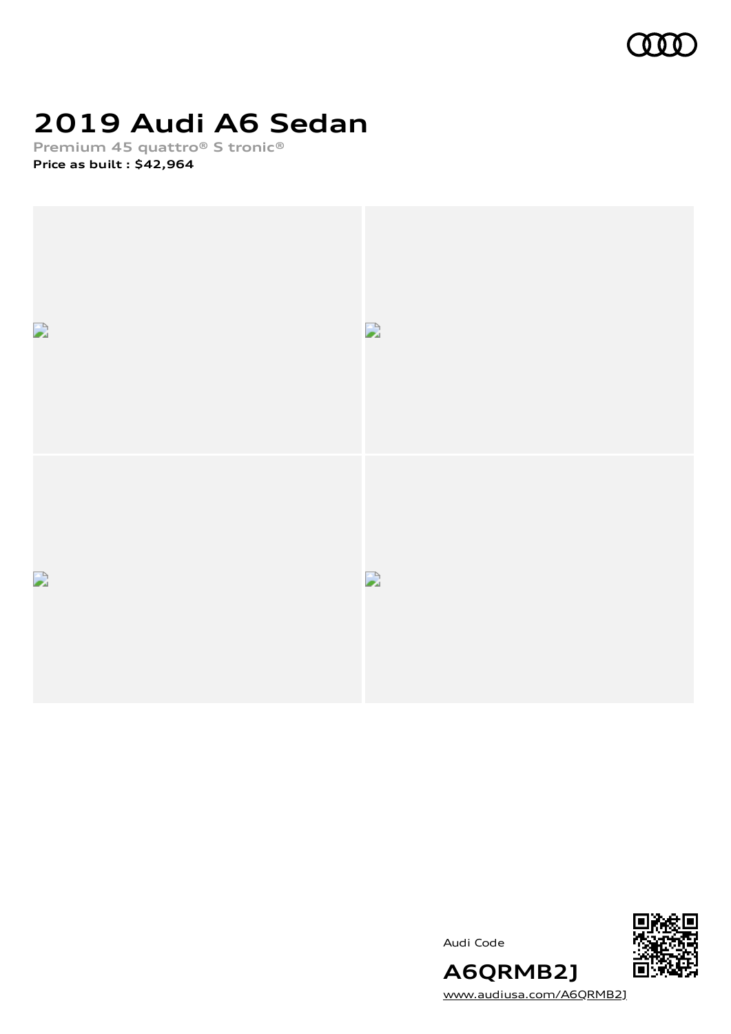# 2019 Audi A6 Sedan

**Premium 45 quattro® S tronic®**

**Price as built : $42,964**

Audi Code

**A6QRMB2J**

www.audiusa.com/A6QRMB2J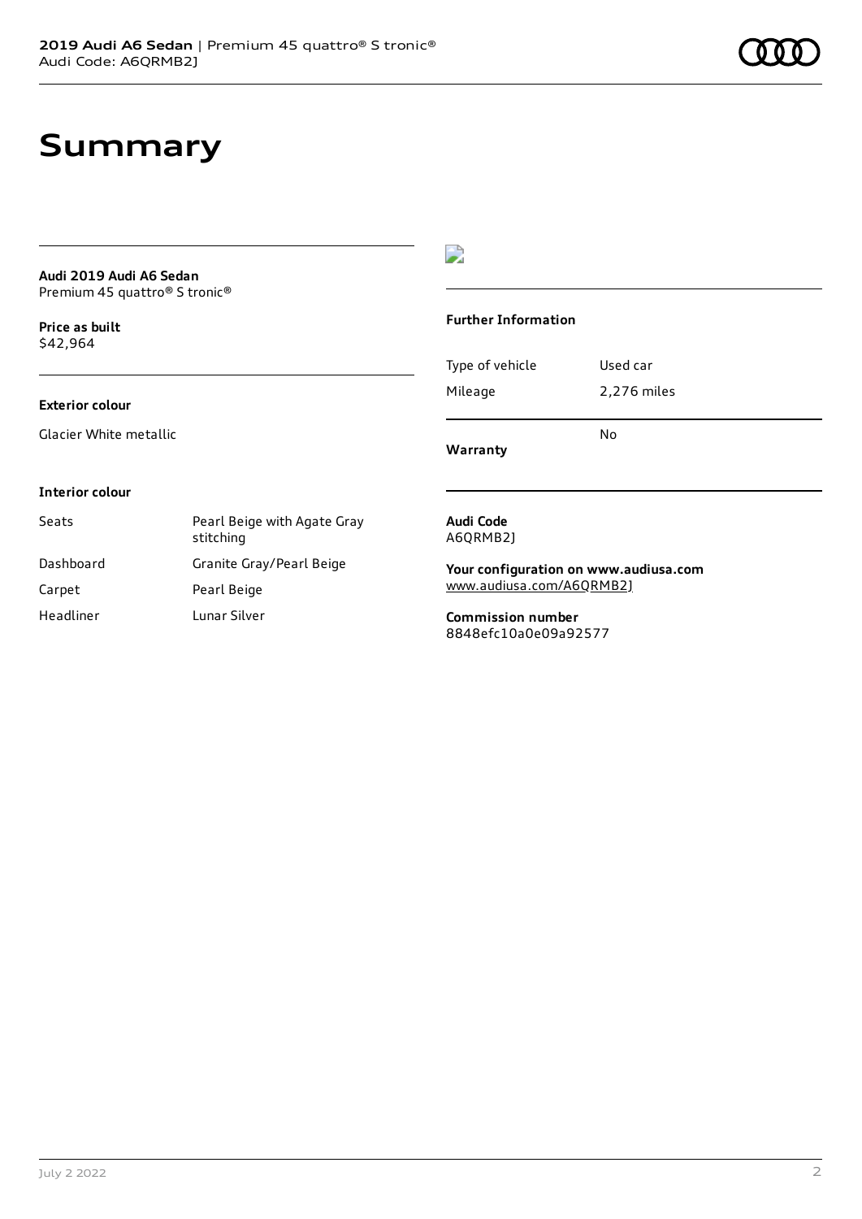# Summary

**Audi 2019 Audi A6 Sedan**
Premium 45 quattro® S tronic®

**Price as built**
$42,964

**Exterior colour**

Glacier White metallic

**Interior colour**

| | |
|---|---|
| Seats | Pearl Beige with Agate Gray stitching |
| Dashboard | Granite Gray/Pearl Beige |
| Carpet | Pearl Beige |
| Headliner | Lunar Silver |

**Further Information**

| | |
|---|---|
| Type of vehicle | Used car |
| Mileage | 2,276 miles |
| **Warranty** | No |

**Audi Code**
A6QRMB2J

**Your configuration on www.audiusa.com**
www.audiusa.com/A6QRMB2J

**Commission number**
8848efc10a0e09a92577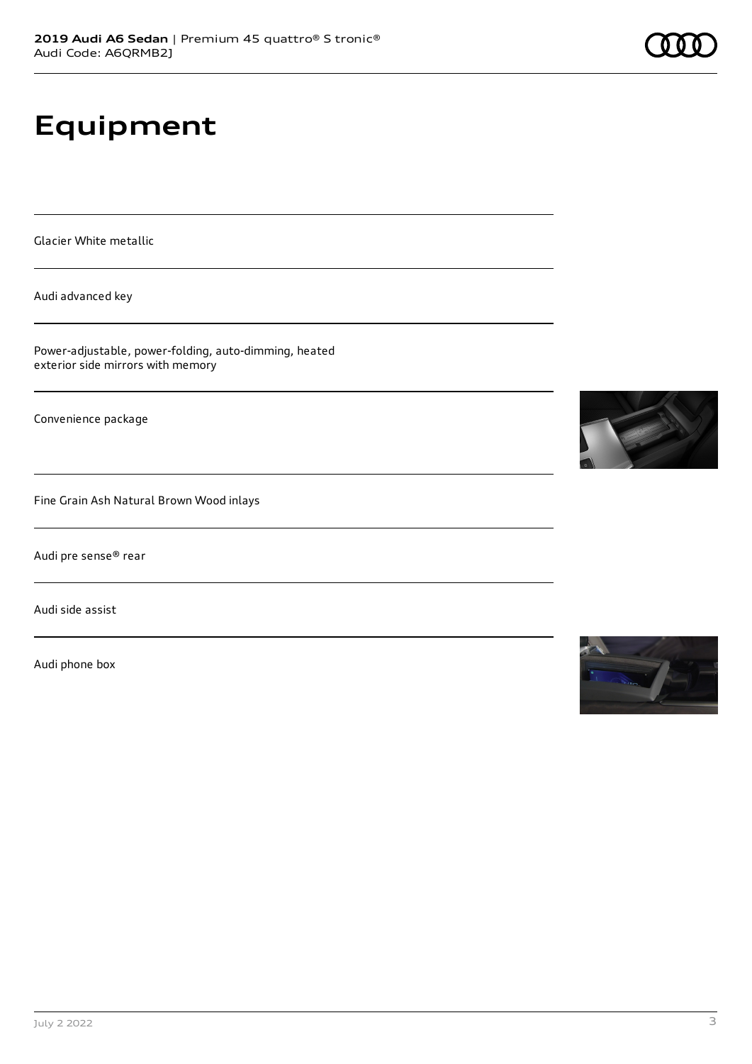# Equipment

Glacier White metallic

Audi advanced key

Power-adjustable, power-folding, auto-dimming, heated exterior side mirrors with memory

Convenience package

Fine Grain Ash Natural Brown Wood inlays

Audi pre sense® rear

Audi side assist

Audi phone box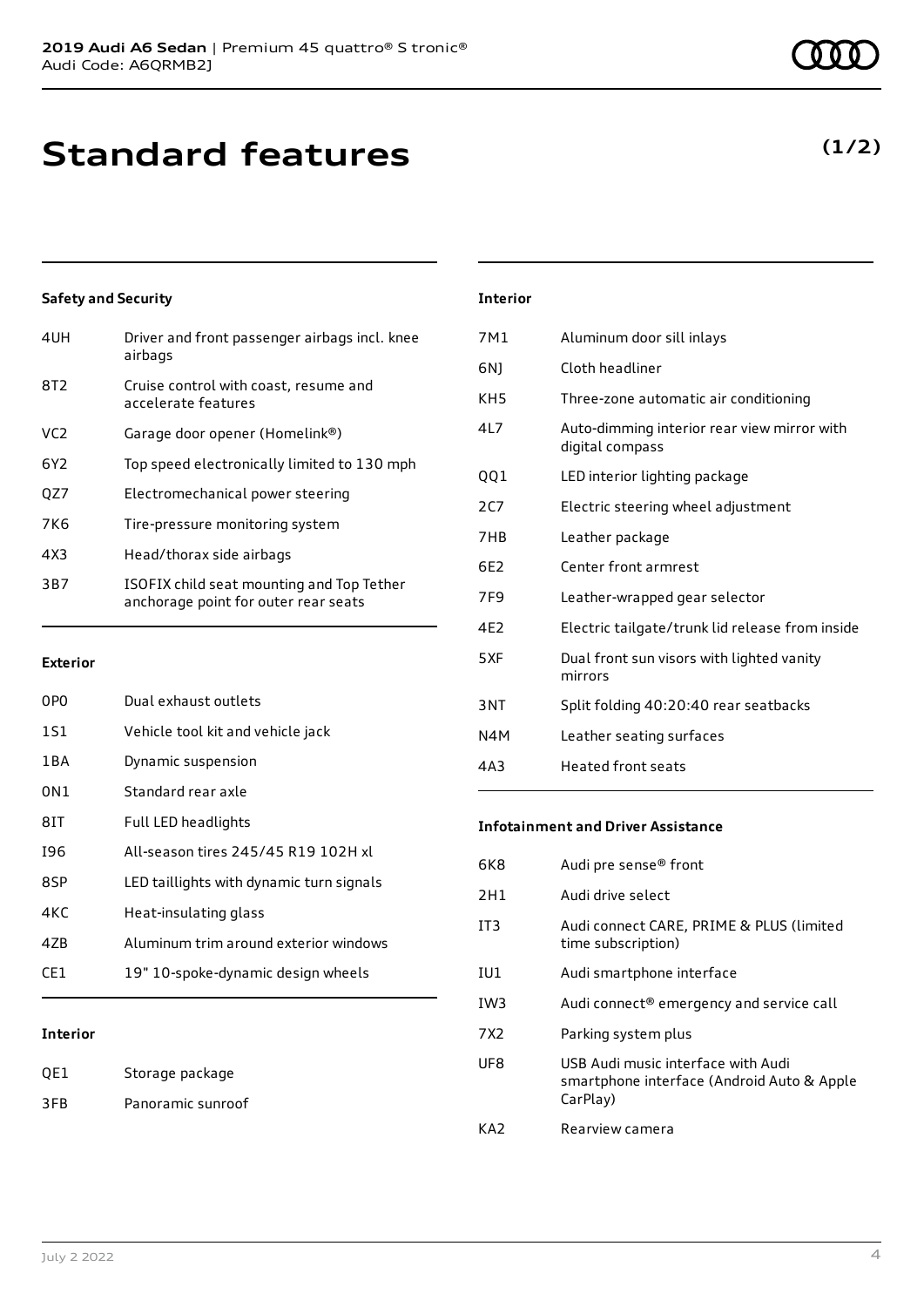**2019 Audi A6 Sedan** | Premium 45 quattro® S tronic®
Audi Code: A6QRMB2J

# Standard features

**(1/2)**

### Safety and Security

| | |
|---|---|
| 4UH | Driver and front passenger airbags incl. knee airbags |
| 8T2 | Cruise control with coast, resume and accelerate features |
| VC2 | Garage door opener (Homelink®) |
| 6Y2 | Top speed electronically limited to 130 mph |
| QZ7 | Electromechanical power steering |
| 7K6 | Tire-pressure monitoring system |
| 4X3 | Head/thorax side airbags |
| 3B7 | ISOFIX child seat mounting and Top Tether anchorage point for outer rear seats |

### Exterior

| | |
|---|---|
| 0P0 | Dual exhaust outlets |
| 1S1 | Vehicle tool kit and vehicle jack |
| 1BA | Dynamic suspension |
| 0N1 | Standard rear axle |
| 8IT | Full LED headlights |
| I96 | All-season tires 245/45 R19 102H xl |
| 8SP | LED taillights with dynamic turn signals |
| 4KC | Heat-insulating glass |
| 4ZB | Aluminum trim around exterior windows |
| CE1 | 19" 10-spoke-dynamic design wheels |

### Interior

| | |
|---|---|
| QE1 | Storage package |
| 3FB | Panoramic sunroof |
| 7M1 | Aluminum door sill inlays |
| 6NJ | Cloth headliner |
| KH5 | Three-zone automatic air conditioning |
| 4L7 | Auto-dimming interior rear view mirror with digital compass |
| QQ1 | LED interior lighting package |
| 2C7 | Electric steering wheel adjustment |
| 7HB | Leather package |
| 6E2 | Center front armrest |
| 7F9 | Leather-wrapped gear selector |
| 4E2 | Electric tailgate/trunk lid release from inside |
| 5XF | Dual front sun visors with lighted vanity mirrors |
| 3NT | Split folding 40:20:40 rear seatbacks |
| N4M | Leather seating surfaces |
| 4A3 | Heated front seats |

### Infotainment and Driver Assistance

| | |
|---|---|
| 6K8 | Audi pre sense® front |
| 2H1 | Audi drive select |
| IT3 | Audi connect CARE, PRIME & PLUS (limited time subscription) |
| IU1 | Audi smartphone interface |
| IW3 | Audi connect® emergency and service call |
| 7X2 | Parking system plus |
| UF8 | USB Audi music interface with Audi smartphone interface (Android Auto & Apple CarPlay) |
| KA2 | Rearview camera |

July 2 2022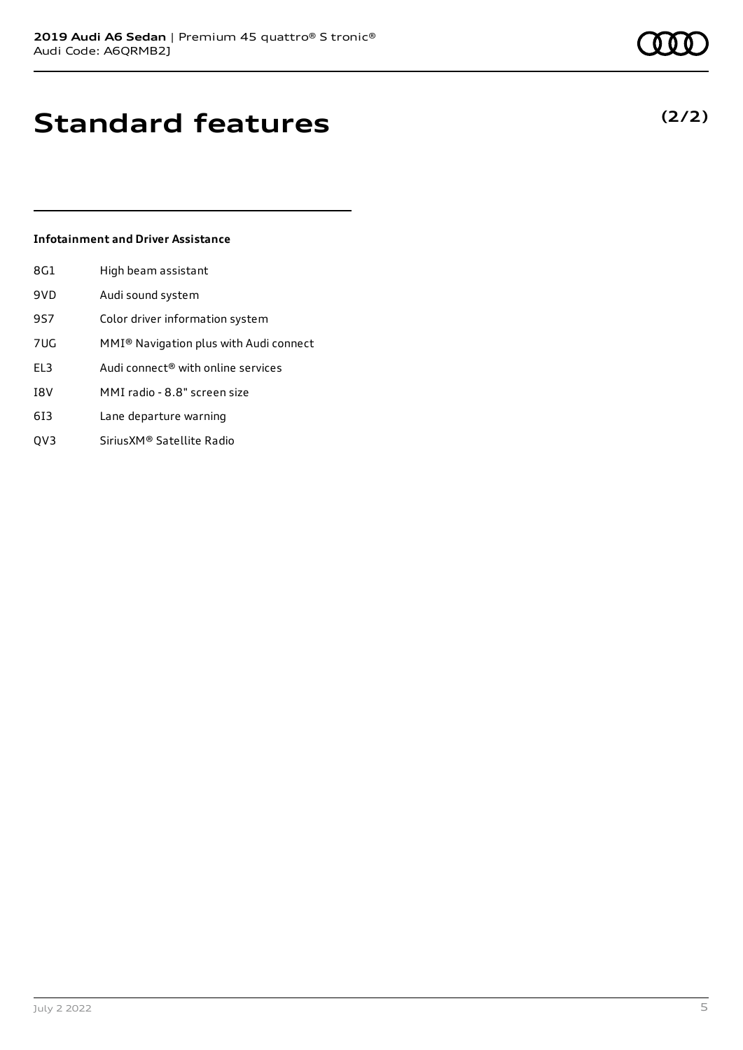# Standard features

**(2/2)**

### Infotainment and Driver Assistance

| | |
|---|---|
| 8G1 | High beam assistant |
| 9VD | Audi sound system |
| 9S7 | Color driver information system |
| 7UG | MMI® Navigation plus with Audi connect |
| EL3 | Audi connect® with online services |
| I8V | MMI radio - 8.8" screen size |
| 6I3 | Lane departure warning |
| QV3 | SiriusXM® Satellite Radio |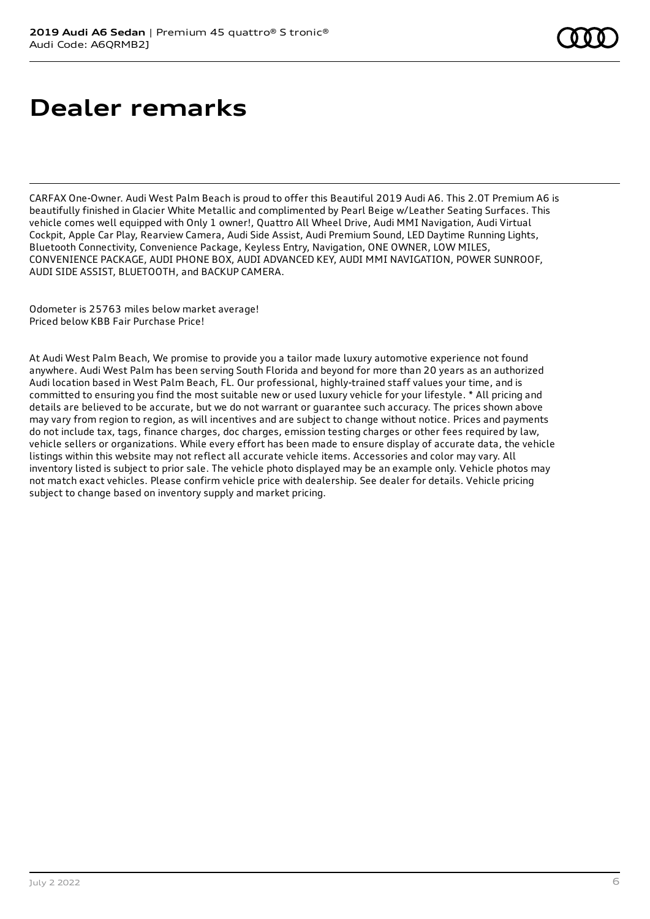# Dealer remarks

CARFAX One-Owner. Audi West Palm Beach is proud to offer this Beautiful 2019 Audi A6. This 2.0T Premium A6 is beautifully finished in Glacier White Metallic and complimented by Pearl Beige w/Leather Seating Surfaces. This vehicle comes well equipped with Only 1 owner!, Quattro All Wheel Drive, Audi MMI Navigation, Audi Virtual Cockpit, Apple Car Play, Rearview Camera, Audi Side Assist, Audi Premium Sound, LED Daytime Running Lights, Bluetooth Connectivity, Convenience Package, Keyless Entry, Navigation, ONE OWNER, LOW MILES, CONVENIENCE PACKAGE, AUDI PHONE BOX, AUDI ADVANCED KEY, AUDI MMI NAVIGATION, POWER SUNROOF, AUDI SIDE ASSIST, BLUETOOTH, and BACKUP CAMERA.

Odometer is 25763 miles below market average!
Priced below KBB Fair Purchase Price!

At Audi West Palm Beach, We promise to provide you a tailor made luxury automotive experience not found anywhere. Audi West Palm has been serving South Florida and beyond for more than 20 years as an authorized Audi location based in West Palm Beach, FL. Our professional, highly-trained staff values your time, and is committed to ensuring you find the most suitable new or used luxury vehicle for your lifestyle. * All pricing and details are believed to be accurate, but we do not warrant or guarantee such accuracy. The prices shown above may vary from region to region, as will incentives and are subject to change without notice. Prices and payments do not include tax, tags, finance charges, doc charges, emission testing charges or other fees required by law, vehicle sellers or organizations. While every effort has been made to ensure display of accurate data, the vehicle listings within this website may not reflect all accurate vehicle items. Accessories and color may vary. All inventory listed is subject to prior sale. The vehicle photo displayed may be an example only. Vehicle photos may not match exact vehicles. Please confirm vehicle price with dealership. See dealer for details. Vehicle pricing subject to change based on inventory supply and market pricing.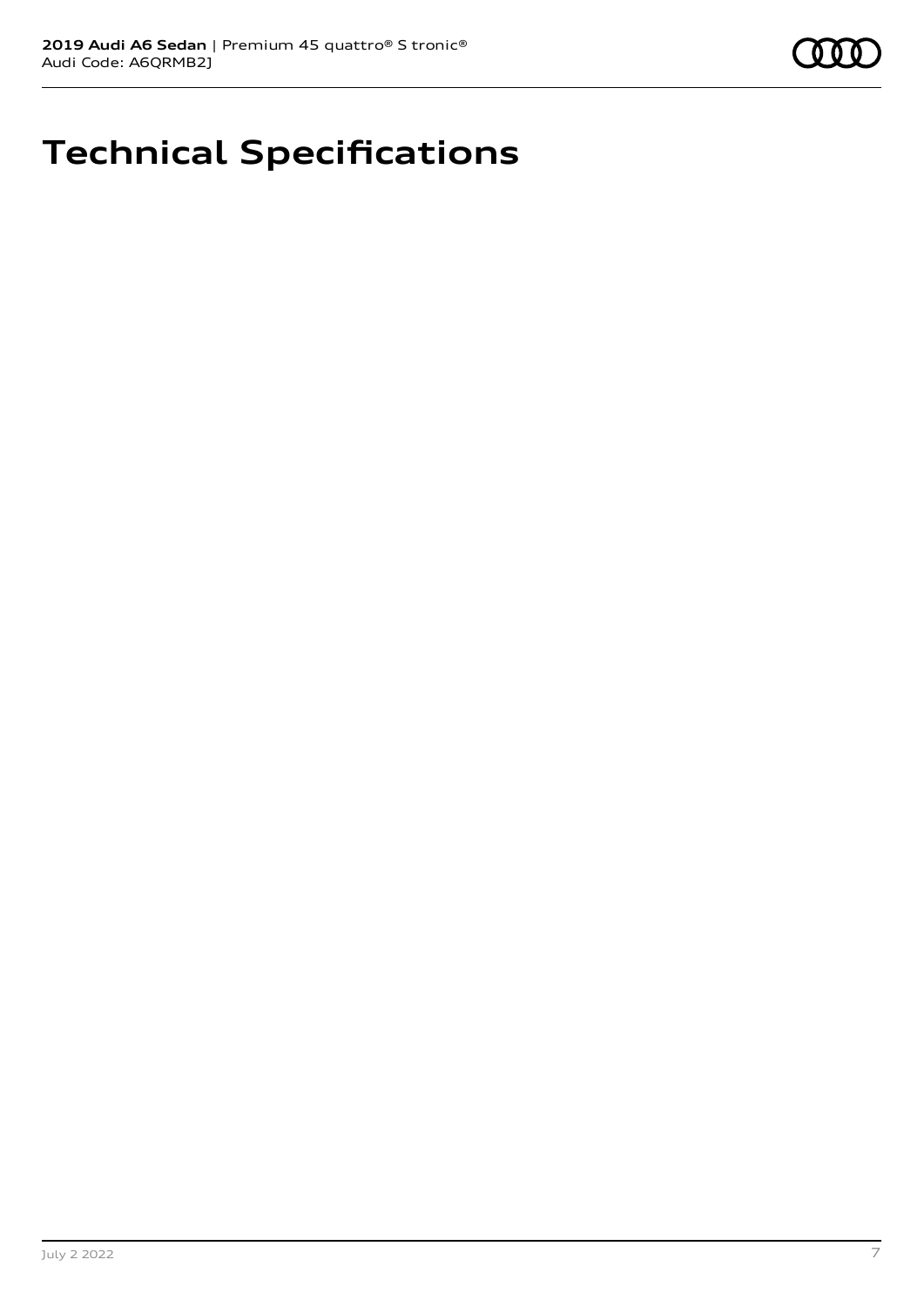# Technical Specifications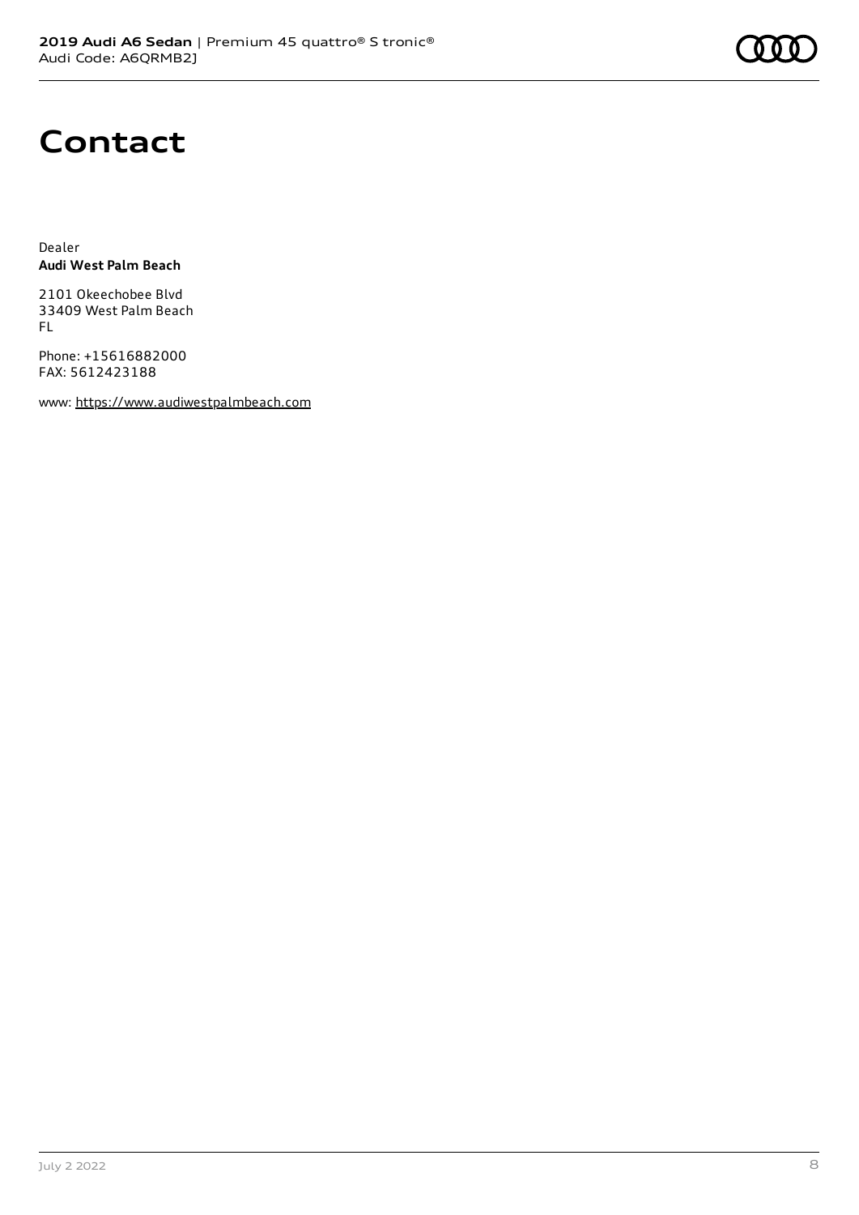# Contact

Dealer
**Audi West Palm Beach**

2101 Okeechobee Blvd
33409 West Palm Beach
FL

Phone: +15616882000
FAX: 5612423188

www: https://www.audiwestpalmbeach.com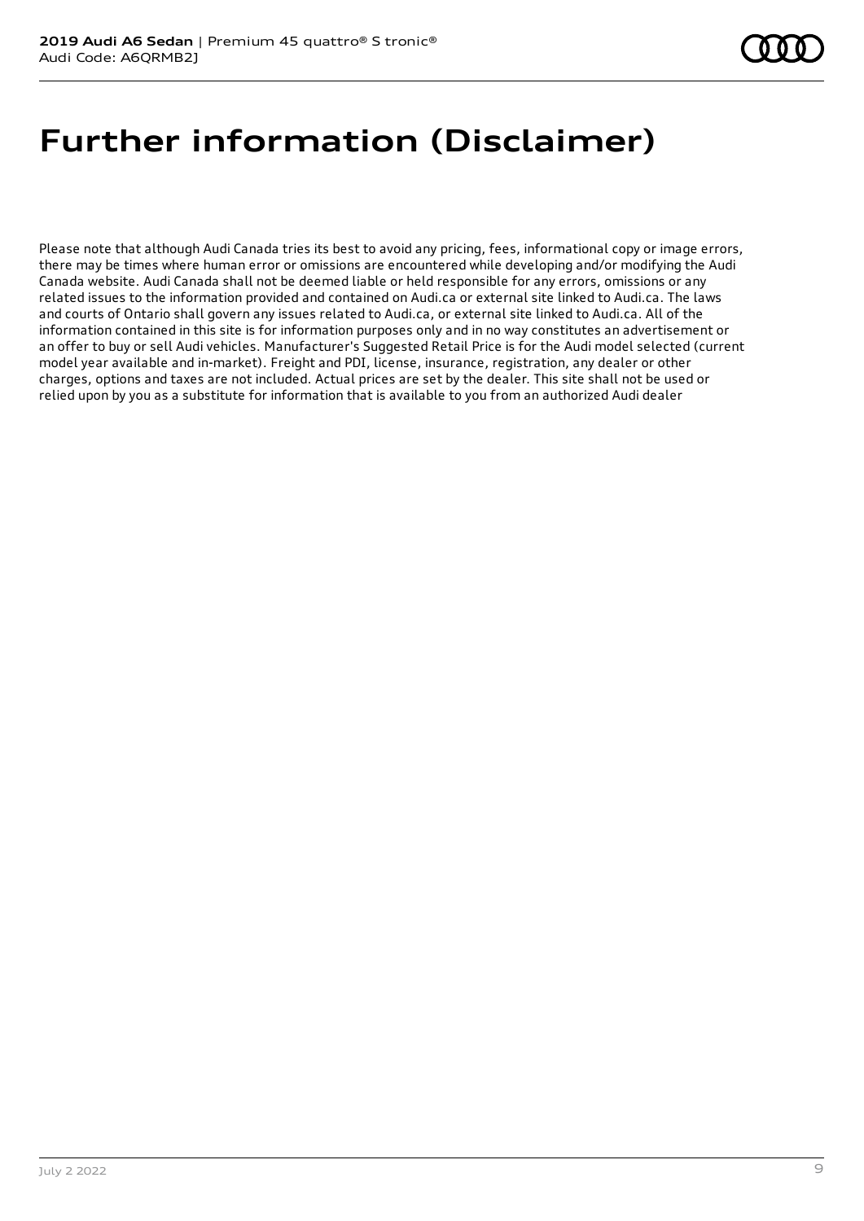# Further information (Disclaimer)

Please note that although Audi Canada tries its best to avoid any pricing, fees, informational copy or image errors, there may be times where human error or omissions are encountered while developing and/or modifying the Audi Canada website. Audi Canada shall not be deemed liable or held responsible for any errors, omissions or any related issues to the information provided and contained on Audi.ca or external site linked to Audi.ca. The laws and courts of Ontario shall govern any issues related to Audi.ca, or external site linked to Audi.ca. All of the information contained in this site is for information purposes only and in no way constitutes an advertisement or an offer to buy or sell Audi vehicles. Manufacturer's Suggested Retail Price is for the Audi model selected (current model year available and in-market). Freight and PDI, license, insurance, registration, any dealer or other charges, options and taxes are not included. Actual prices are set by the dealer. This site shall not be used or relied upon by you as a substitute for information that is available to you from an authorized Audi dealer